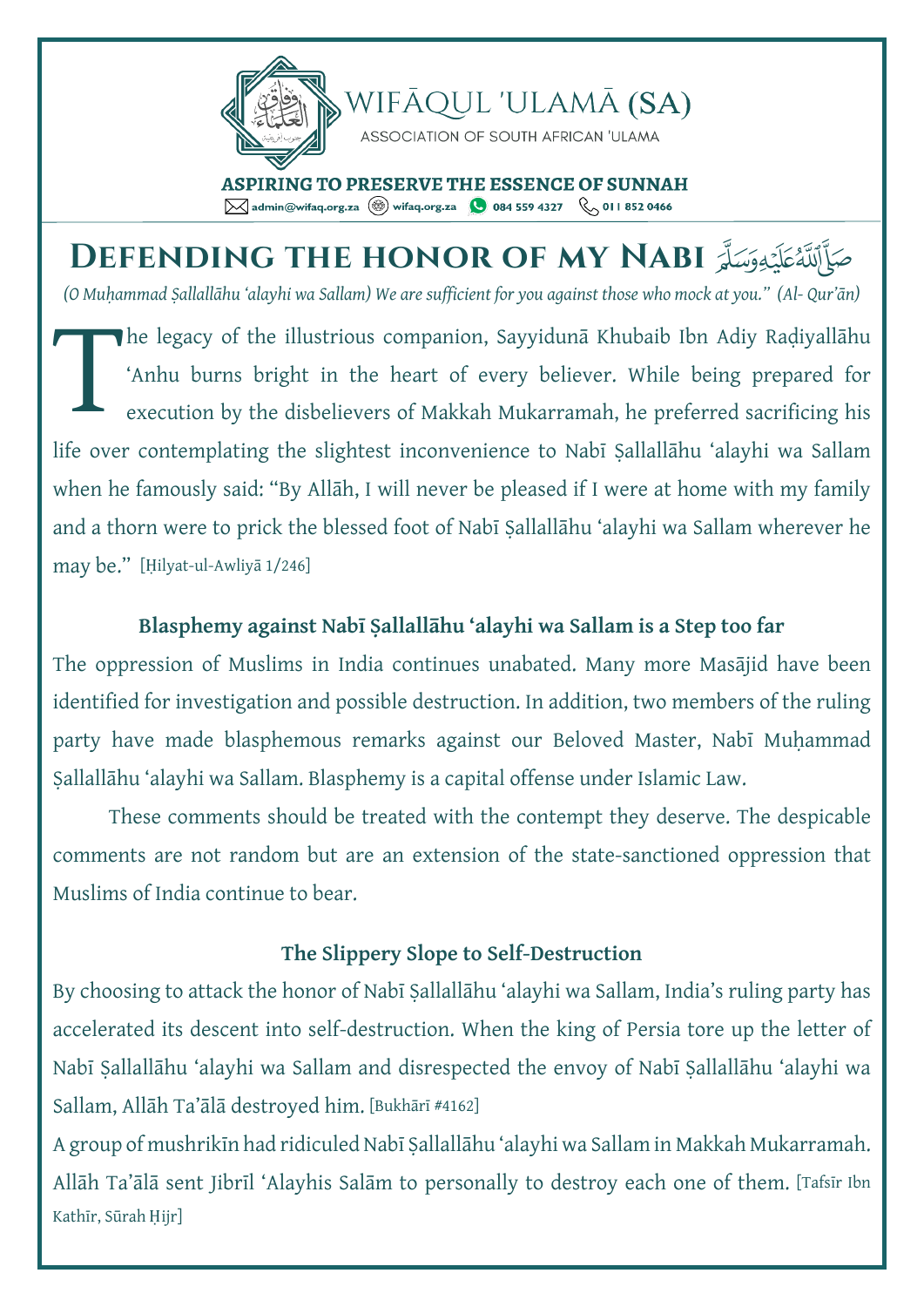WIFĀQUL 'ULAMĀ (SA)

ASSOCIATION OF SOUTH AFRICAN 'ULAMA

**ASPIRING TO PRESERVE THE ESSENCE OF SUNNAH**

admin@wifaq.org.za wifaq.org.za 084 559 4327 011 852 0466

# DEFENDING THE HONOR OF MY NABI صَلَّى ٱللَّٰهُ عَلَيْهِ وَسَلَّمَ

*(O Muḥammad Ṣallallāhu ʻalayhi wa Sallam) We are sufficient for you against those who mock at you." (Al- Qur'ān)*

The legacy of the illustrious companion, Sayyidunā Khubaib Ibn Adiy Raḍiyallāhu ʻAnhu burns bright in the heart of every believer. While being prepared for execution by the disbelievers of Makkah Mukarramah, he preferred sacrificing his life over contemplating the slightest inconvenience to Nabī Ṣallallāhu ʻalayhi wa Sallam when he famously said: "By Allāh, I will never be pleased if I were at home with my family and a thorn were to prick the blessed foot of Nabī Ṣallallāhu ʻalayhi wa Sallam wherever he may be." [Ḥilyat-ul-Awliyā 1/246]

### Blasphemy against Nabī Ṣallallāhu ʻalayhi wa Sallam is a Step too far

The oppression of Muslims in India continues unabated. Many more Masājid have been identified for investigation and possible destruction. In addition, two members of the ruling party have made blasphemous remarks against our Beloved Master, Nabī Muḥammad Ṣallallāhu ʻalayhi wa Sallam. Blasphemy is a capital offense under Islamic Law.

These comments should be treated with the contempt they deserve. The despicable comments are not random but are an extension of the state-sanctioned oppression that Muslims of India continue to bear.

### The Slippery Slope to Self-Destruction

By choosing to attack the honor of Nabī Ṣallallāhu ʻalayhi wa Sallam, India's ruling party has accelerated its descent into self-destruction. When the king of Persia tore up the letter of Nabī Ṣallallāhu ʻalayhi wa Sallam and disrespected the envoy of Nabī Ṣallallāhu ʻalayhi wa Sallam, Allāh Ta'ālā destroyed him. [Bukhārī #4162]

A group of mushrikīn had ridiculed Nabī Ṣallallāhu ʻalayhi wa Sallam in Makkah Mukarramah. Allāh Ta'ālā sent Jibrīl ʻAlayhis Salām to personally to destroy each one of them. [Tafsīr Ibn Kathīr, Sūrah Ḥijr]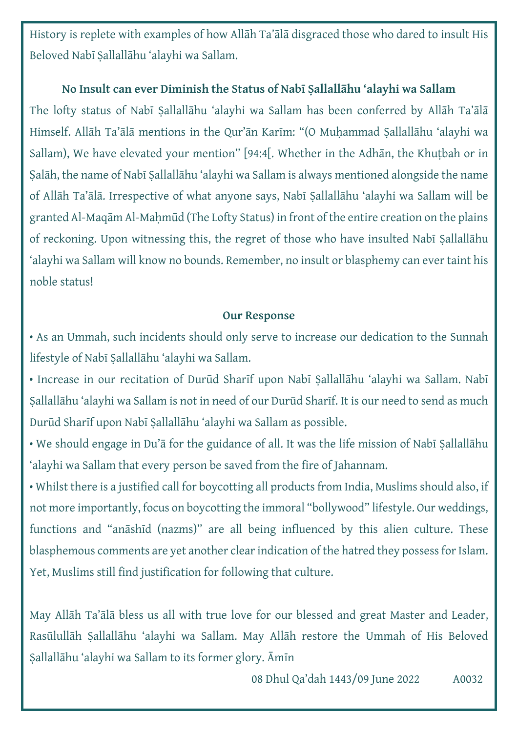History is replete with examples of how Allāh Ta'ālā disgraced those who dared to insult His Beloved Nabī Ṣallallāhu 'alayhi wa Sallam.

### No Insult can ever Diminish the Status of Nabī Ṣallallāhu 'alayhi wa Sallam

The lofty status of Nabī Ṣallallāhu 'alayhi wa Sallam has been conferred by Allāh Ta'ālā Himself. Allāh Ta'ālā mentions in the Qur'ān Karīm: "(O Muḥammad Ṣallallāhu 'alayhi wa Sallam), We have elevated your mention" [94:4[. Whether in the Adhān, the Khuṭbah or in Ṣalāh, the name of Nabī Ṣallallāhu 'alayhi wa Sallam is always mentioned alongside the name of Allāh Ta'ālā. Irrespective of what anyone says, Nabī Ṣallallāhu 'alayhi wa Sallam will be granted Al-Maqām Al-Maḥmūd (The Lofty Status) in front of the entire creation on the plains of reckoning. Upon witnessing this, the regret of those who have insulted Nabī Ṣallallāhu 'alayhi wa Sallam will know no bounds. Remember, no insult or blasphemy can ever taint his noble status!

### Our Response

- As an Ummah, such incidents should only serve to increase our dedication to the Sunnah lifestyle of Nabī Ṣallallāhu 'alayhi wa Sallam.
- Increase in our recitation of Durūd Sharīf upon Nabī Ṣallallāhu 'alayhi wa Sallam. Nabī Ṣallallāhu 'alayhi wa Sallam is not in need of our Durūd Sharīf. It is our need to send as much Durūd Sharīf upon Nabī Ṣallallāhu 'alayhi wa Sallam as possible.
- We should engage in Du'ā for the guidance of all. It was the life mission of Nabī Ṣallallāhu 'alayhi wa Sallam that every person be saved from the fire of Jahannam.
- Whilst there is a justified call for boycotting all products from India, Muslims should also, if not more importantly, focus on boycotting the immoral "bollywood" lifestyle. Our weddings, functions and "anāshīd (nazms)" are all being influenced by this alien culture. These blasphemous comments are yet another clear indication of the hatred they possess for Islam. Yet, Muslims still find justification for following that culture.

May Allāh Ta'ālā bless us all with true love for our blessed and great Master and Leader, Rasūlullāh Ṣallallāhu 'alayhi wa Sallam. May Allāh restore the Ummah of His Beloved Ṣallallāhu 'alayhi wa Sallam to its former glory. Āmīn

08 Dhul Qa'dah 1443/09 June 2022 A0032